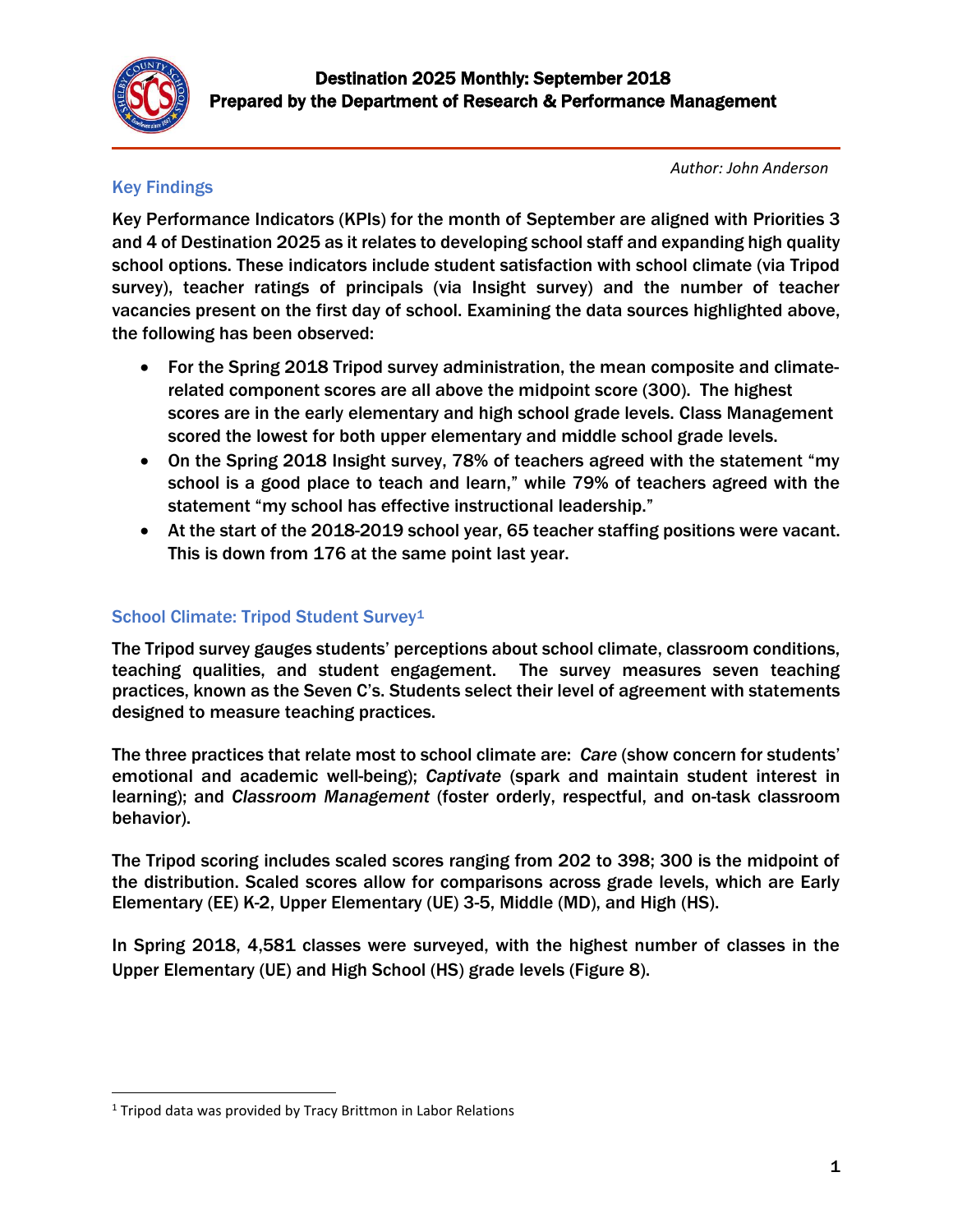# Destination 2025 Monthly: September 2018
## Prepared by the Department of Research & Performance Management

*Author: John Anderson*

### Key Findings

Key Performance Indicators (KPIs) for the month of September are aligned with Priorities 3 and 4 of Destination 2025 as it relates to developing school staff and expanding high quality school options. These indicators include student satisfaction with school climate (via Tripod survey), teacher ratings of principals (via Insight survey) and the number of teacher vacancies present on the first day of school. Examining the data sources highlighted above, the following has been observed:

- For the Spring 2018 Tripod survey administration, the mean composite and climate-related component scores are all above the midpoint score (300). The highest scores are in the early elementary and high school grade levels. Class Management scored the lowest for both upper elementary and middle school grade levels.
- On the Spring 2018 Insight survey, 78% of teachers agreed with the statement "my school is a good place to teach and learn," while 79% of teachers agreed with the statement "my school has effective instructional leadership."
- At the start of the 2018-2019 school year, 65 teacher staffing positions were vacant. This is down from 176 at the same point last year.

### School Climate: Tripod Student Survey[1]

The Tripod survey gauges students' perceptions about school climate, classroom conditions, teaching qualities, and student engagement. The survey measures seven teaching practices, known as the Seven C's. Students select their level of agreement with statements designed to measure teaching practices.

The three practices that relate most to school climate are: *Care* (show concern for students' emotional and academic well-being); *Captivate* (spark and maintain student interest in learning); and *Classroom Management* (foster orderly, respectful, and on-task classroom behavior).

The Tripod scoring includes scaled scores ranging from 202 to 398; 300 is the midpoint of the distribution. Scaled scores allow for comparisons across grade levels, which are Early Elementary (EE) K-2, Upper Elementary (UE) 3-5, Middle (MD), and High (HS).

In Spring 2018, 4,581 classes were surveyed, with the highest number of classes in the Upper Elementary (UE) and High School (HS) grade levels (Figure 8).

[1] Tripod data was provided by Tracy Brittmon in Labor Relations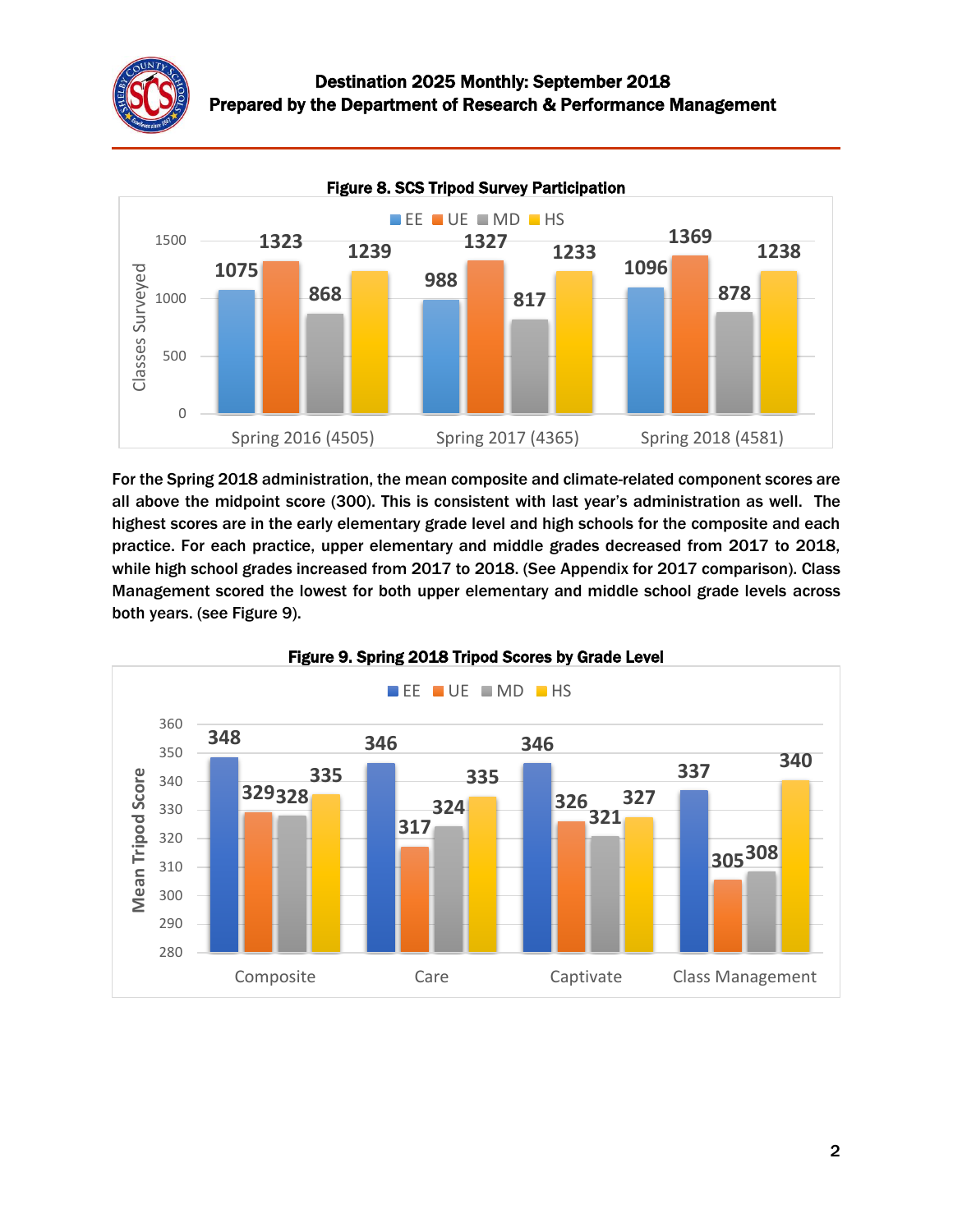Figure 8. SCS Tripod Survey Participation

| | EE | UE | MD | HS |
|---|---|---|---|---|
| Spring 2016 (4505) | 1075 | 1323 | 868 | 1239 |
| Spring 2017 (4365) | 988 | 1327 | 817 | 1233 |
| Spring 2018 (4581) | 1096 | 1369 | 878 | 1238 |

For the Spring 2018 administration, the mean composite and climate-related component scores are all above the midpoint score (300). This is consistent with last year's administration as well. The highest scores are in the early elementary grade level and high schools for the composite and each practice. For each practice, upper elementary and middle grades decreased from 2017 to 2018, while high school grades increased from 2017 to 2018. (See Appendix for 2017 comparison). Class Management scored the lowest for both upper elementary and middle school grade levels across both years. (see Figure 9).

Figure 9. Spring 2018 Tripod Scores by Grade Level

| | EE | UE | MD | HS |
|---|---|---|---|---|
| Composite | 348 | 329 | 328 | 335 |
| Care | 346 | 317 | 324 | 335 |
| Captivate | 346 | 326 | 321 | 327 |
| Class Management | 337 | 305 | 308 | 340 |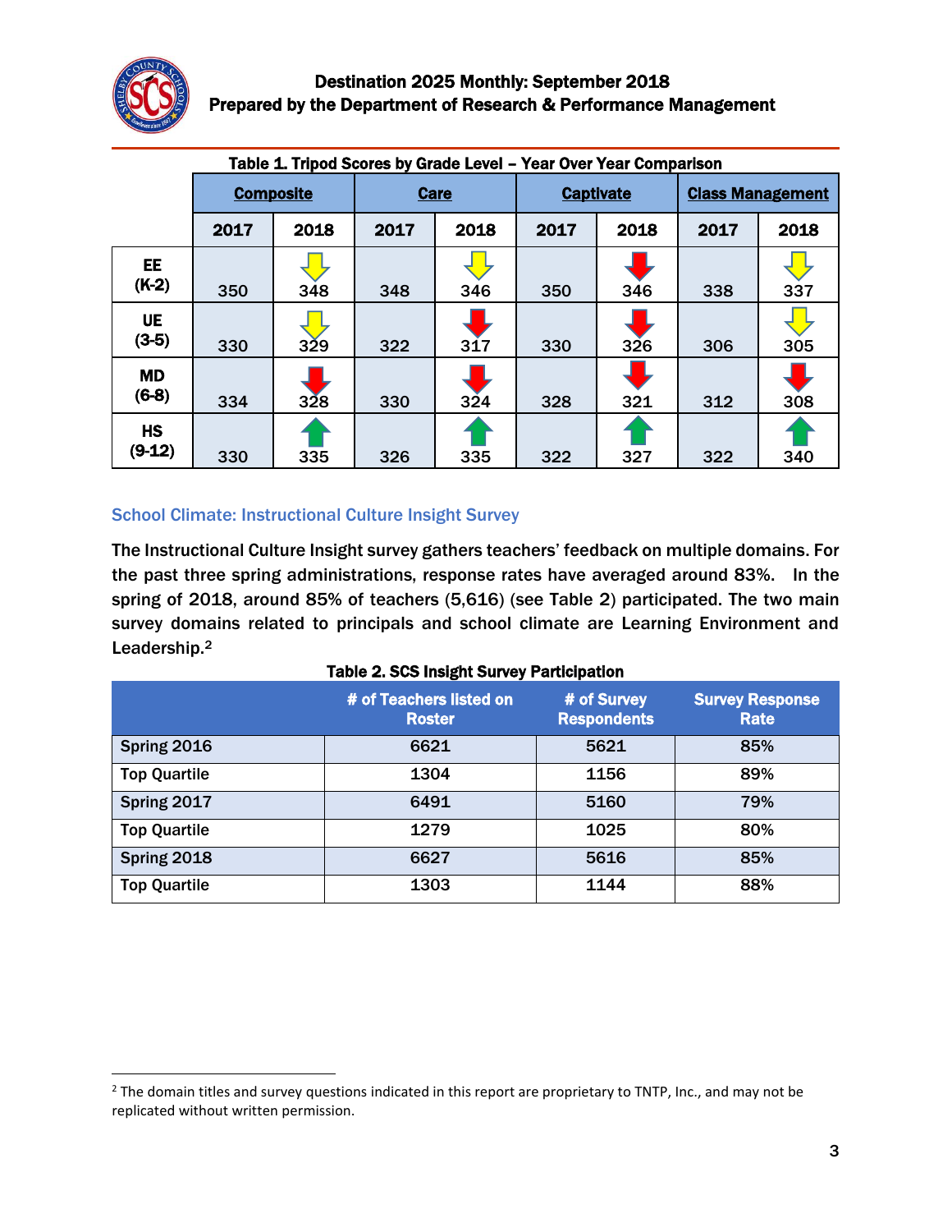**Table 1. Tripod Scores by Grade Level – Year Over Year Comparison**

| | Composite | | Care | | Captivate | | Class Management | |
|---|---|---|---|---|---|---|---|---|
| | 2017 | 2018 | 2017 | 2018 | 2017 | 2018 | 2017 | 2018 |
| EE (K-2) | 350 | 348 | 348 | 346 | 350 | 346 | 338 | 337 |
| UE (3-5) | 330 | 329 | 322 | 317 | 330 | 326 | 306 | 305 |
| MD (6-8) | 334 | 328 | 330 | 324 | 328 | 321 | 312 | 308 |
| HS (9-12) | 330 | 335 | 326 | 335 | 322 | 327 | 322 | 340 |

## School Climate: Instructional Culture Insight Survey

The Instructional Culture Insight survey gathers teachers' feedback on multiple domains. For the past three spring administrations, response rates have averaged around 83%. In the spring of 2018, around 85% of teachers (5,616) (see Table 2) participated. The two main survey domains related to principals and school climate are Learning Environment and Leadership.[2]

**Table 2. SCS Insight Survey Participation**

| | # of Teachers listed on Roster | # of Survey Respondents | Survey Response Rate |
|---|---|---|---|
| Spring 2016 | 6621 | 5621 | 85% |
| Top Quartile | 1304 | 1156 | 89% |
| Spring 2017 | 6491 | 5160 | 79% |
| Top Quartile | 1279 | 1025 | 80% |
| Spring 2018 | 6627 | 5616 | 85% |
| Top Quartile | 1303 | 1144 | 88% |

[2] The domain titles and survey questions indicated in this report are proprietary to TNTP, Inc., and may not be replicated without written permission.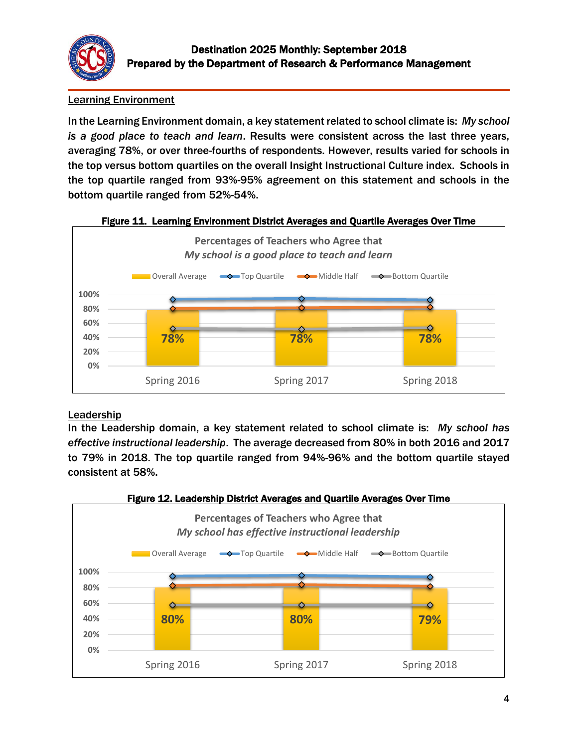## Learning Environment

In the Learning Environment domain, a key statement related to school climate is: *My school is a good place to teach and learn*. Results were consistent across the last three years, averaging 78%, or over three-fourths of respondents. However, results varied for schools in the top versus bottom quartiles on the overall Insight Instructional Culture index. Schools in the top quartile ranged from 93%-95% agreement on this statement and schools in the bottom quartile ranged from 52%-54%.

**Figure 11. Learning Environment District Averages and Quartile Averages Over Time**

Percentages of Teachers who Agree that
*My school is a good place to teach and learn*

| | Spring 2016 | Spring 2017 | Spring 2018 |
|---|---|---|---|
| Overall Average | 78% | 78% | 78% |

## Leadership

In the Leadership domain, a key statement related to school climate is: *My school has effective instructional leadership*. The average decreased from 80% in both 2016 and 2017 to 79% in 2018. The top quartile ranged from 94%-96% and the bottom quartile stayed consistent at 58%.

**Figure 12. Leadership District Averages and Quartile Averages Over Time**

Percentages of Teachers who Agree that
*My school has effective instructional leadership*

| | Spring 2016 | Spring 2017 | Spring 2018 |
|---|---|---|---|
| Overall Average | 80% | 80% | 79% |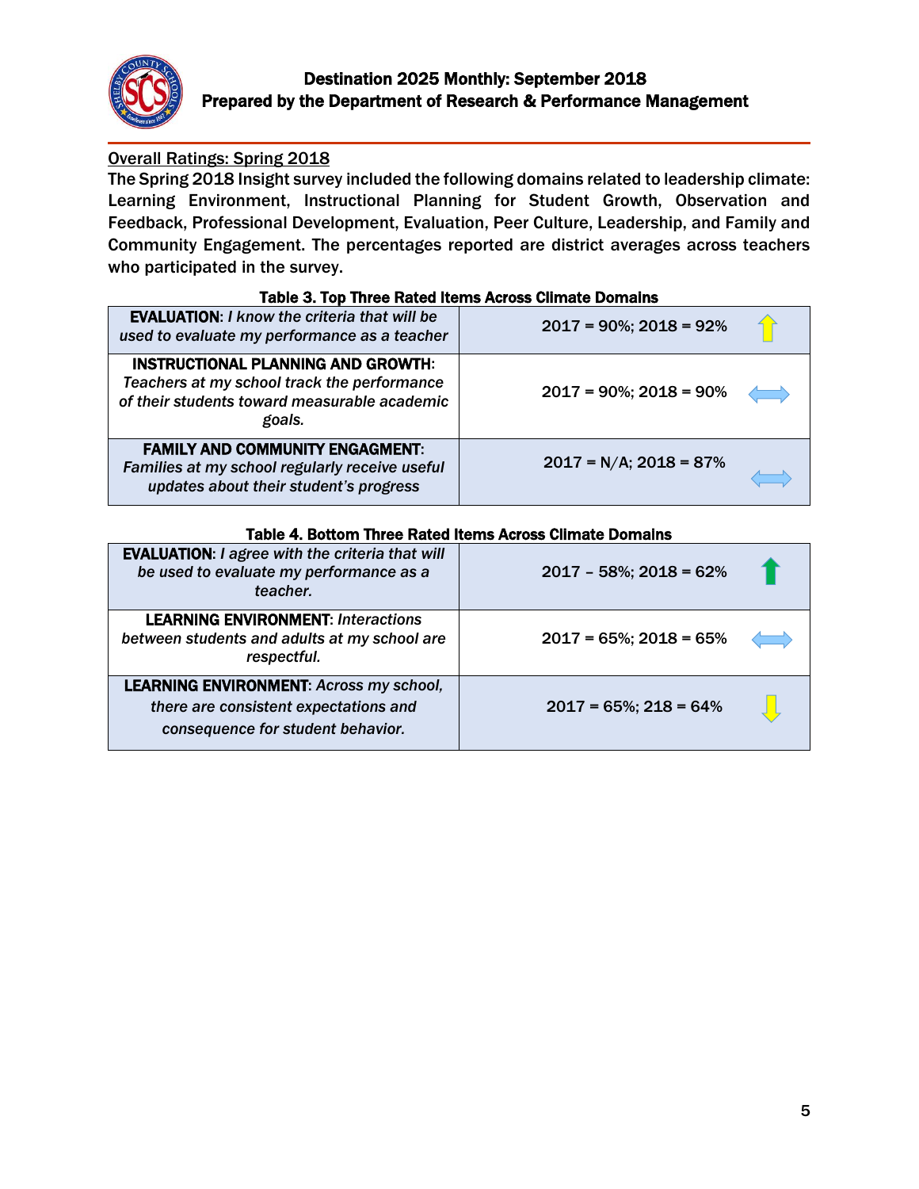## Overall Ratings: Spring 2018

The Spring 2018 Insight survey included the following domains related to leadership climate: Learning Environment, Instructional Planning for Student Growth, Observation and Feedback, Professional Development, Evaluation, Peer Culture, Leadership, and Family and Community Engagement. The percentages reported are district averages across teachers who participated in the survey.

**Table 3. Top Three Rated Items Across Climate Domains**

| Item | Results | Trend |
|---|---|---|
| **EVALUATION**: *I know the criteria that will be used to evaluate my performance as a teacher* | 2017 = 90%; 2018 = 92% | ⇧ |
| **INSTRUCTIONAL PLANNING AND GROWTH**: *Teachers at my school track the performance of their students toward measurable academic goals.* | 2017 = 90%; 2018 = 90% | ⇔ |
| **FAMILY AND COMMUNITY ENGAGMENT**: *Families at my school regularly receive useful updates about their student's progress* | 2017 = N/A; 2018 = 87% | ⇔ |

**Table 4. Bottom Three Rated Items Across Climate Domains**

| Item | Results | Trend |
|---|---|---|
| **EVALUATION**: *I agree with the criteria that will be used to evaluate my performance as a teacher.* | 2017 – 58%; 2018 = 62% | ⇧ |
| **LEARNING ENVIRONMENT**: *Interactions between students and adults at my school are respectful.* | 2017 = 65%; 2018 = 65% | ⇔ |
| **LEARNING ENVIRONMENT**: *Across my school, there are consistent expectations and consequence for student behavior.* | 2017 = 65%; 218 = 64% | ⇩ |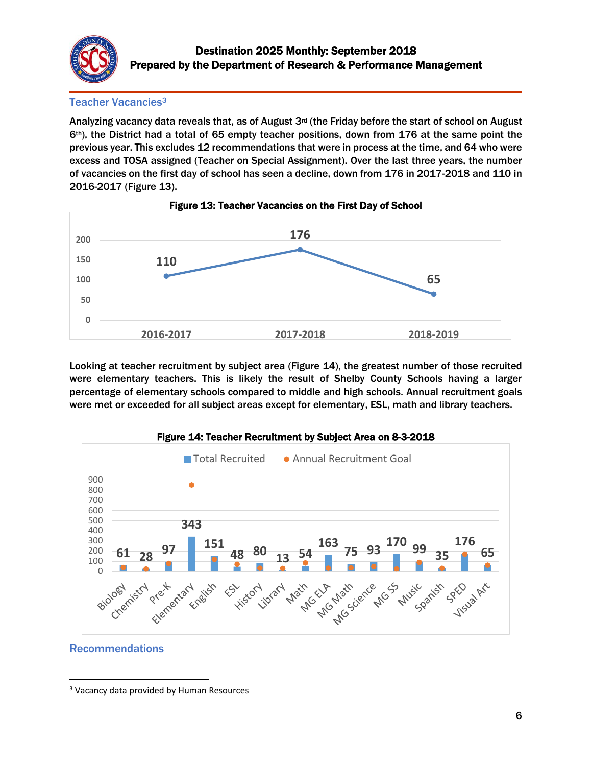## Teacher Vacancies[3]

Analyzing vacancy data reveals that, as of August 3rd (the Friday before the start of school on August 6th), the District had a total of 65 empty teacher positions, down from 176 at the same point the previous year. This excludes 12 recommendations that were in process at the time, and 64 who were excess and TOSA assigned (Teacher on Special Assignment). Over the last three years, the number of vacancies on the first day of school has seen a decline, down from 176 in 2017-2018 and 110 in 2016-2017 (Figure 13).

**Figure 13: Teacher Vacancies on the First Day of School**

| Year | Vacancies |
| --- | --- |
| 2016-2017 | 110 |
| 2017-2018 | 176 |
| 2018-2019 | 65 |

Looking at teacher recruitment by subject area (Figure 14), the greatest number of those recruited were elementary teachers. This is likely the result of Shelby County Schools having a larger percentage of elementary schools compared to middle and high schools. Annual recruitment goals were met or exceeded for all subject areas except for elementary, ESL, math and library teachers.

**Figure 14: Teacher Recruitment by Subject Area on 8-3-2018**

| Subject Area | Total Recruited |
| --- | --- |
| Biology | 61 |
| Chemistry | 28 |
| Pre-K | 97 |
| Elementary | 343 |
| English | 151 |
| ESL | 48 |
| History | 80 |
| Library | 13 |
| Math | 54 |
| MG ELA | 163 |
| MG Math | 75 |
| MG Science | 93 |
| MG SS | 170 |
| Music | 99 |
| Spanish | 35 |
| SPED | 176 |
| Visual Art | 65 |

## Recommendations

[3] Vacancy data provided by Human Resources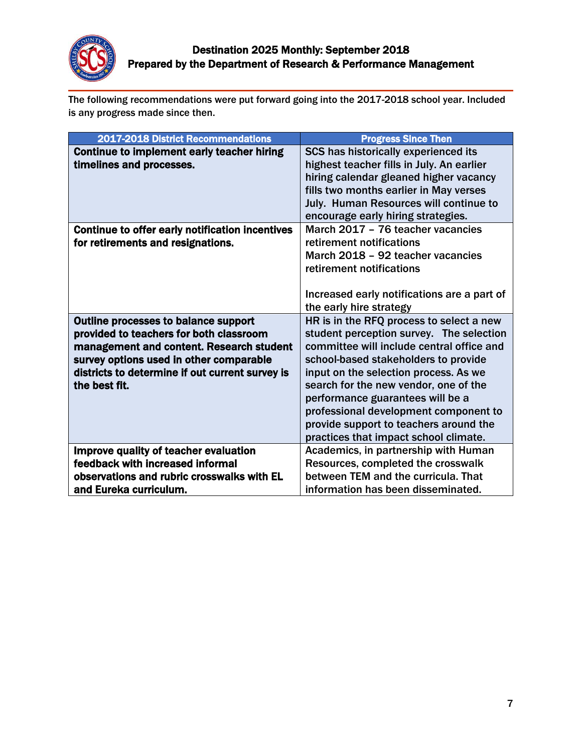The following recommendations were put forward going into the 2017-2018 school year. Included is any progress made since then.

| 2017-2018 District Recommendations | Progress Since Then |
|---|---|
| **Continue to implement early teacher hiring timelines and processes.** | SCS has historically experienced its highest teacher fills in July. An earlier hiring calendar gleaned higher vacancy fills two months earlier in May verses July. Human Resources will continue to encourage early hiring strategies. |
| **Continue to offer early notification incentives for retirements and resignations.** | March 2017 – 76 teacher vacancies retirement notifications<br>March 2018 – 92 teacher vacancies retirement notifications<br><br>Increased early notifications are a part of the early hire strategy |
| **Outline processes to balance support provided to teachers for both classroom management and content. Research student survey options used in other comparable districts to determine if out current survey is the best fit.** | HR is in the RFQ process to select a new student perception survey. The selection committee will include central office and school-based stakeholders to provide input on the selection process. As we search for the new vendor, one of the performance guarantees will be a professional development component to provide support to teachers around the practices that impact school climate. |
| **Improve quality of teacher evaluation feedback with increased informal observations and rubric crosswalks with EL and Eureka curriculum.** | Academics, in partnership with Human Resources, completed the crosswalk between TEM and the curricula. That information has been disseminated. |